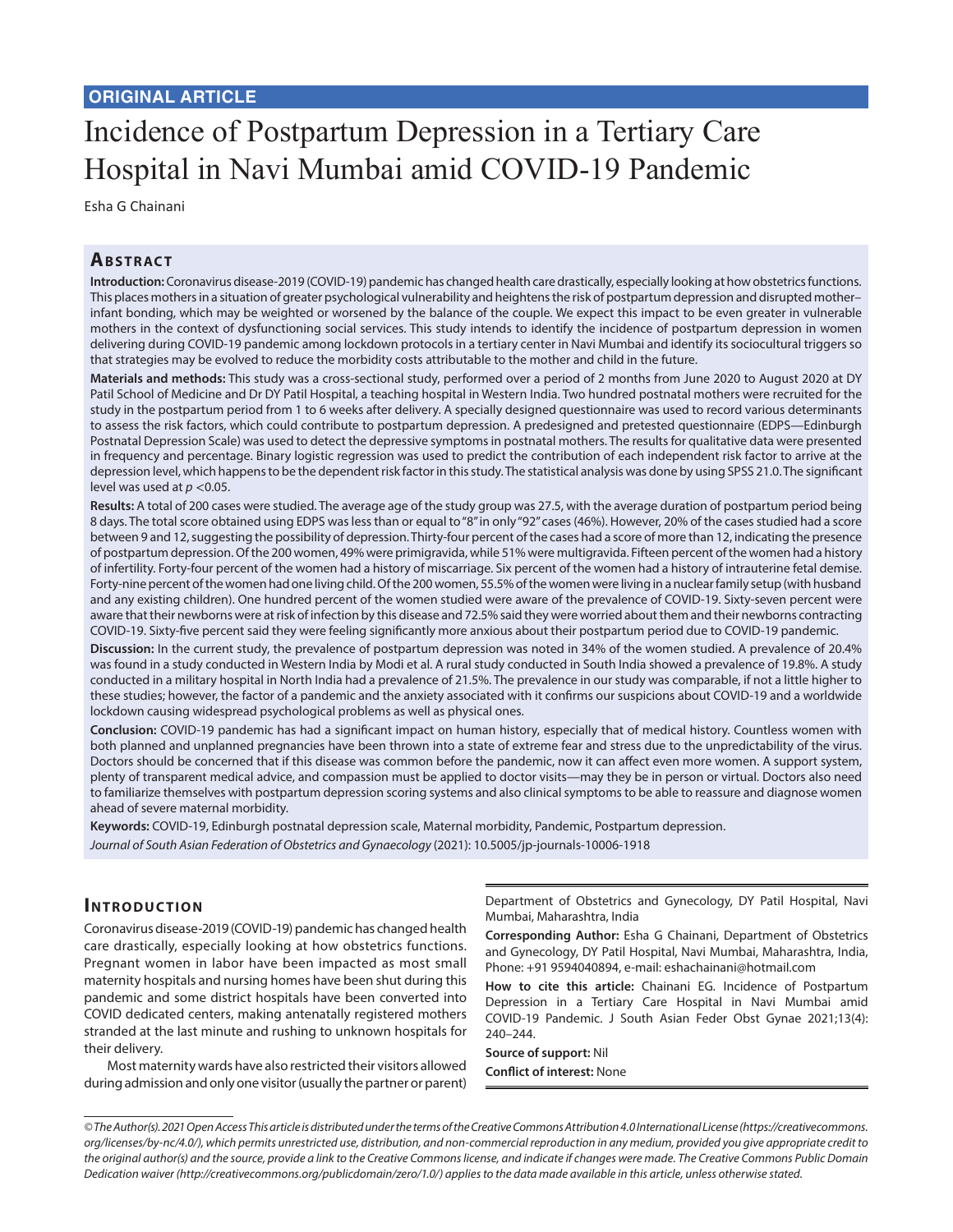**ORIGINAL ARTICLE**

# Incidence of Postpartum Depression in a Tertiary Care Hospital in Navi Mumbai amid COVID-19 Pandemic

Esha G Chainani

## Abstract

**Introduction:** Coronavirus disease-2019 (COVID-19) pandemic has changed health care drastically, especially looking at how obstetrics functions. This places mothers in a situation of greater psychological vulnerability and heightens the risk of postpartum depression and disrupted mother–infant bonding, which may be weighted or worsened by the balance of the couple. We expect this impact to be even greater in vulnerable mothers in the context of dysfunctioning social services. This study intends to identify the incidence of postpartum depression in women delivering during COVID-19 pandemic among lockdown protocols in a tertiary center in Navi Mumbai and identify its sociocultural triggers so that strategies may be evolved to reduce the morbidity costs attributable to the mother and child in the future.

**Materials and methods:** This study was a cross-sectional study, performed over a period of 2 months from June 2020 to August 2020 at DY Patil School of Medicine and Dr DY Patil Hospital, a teaching hospital in Western India. Two hundred postnatal mothers were recruited for the study in the postpartum period from 1 to 6 weeks after delivery. A specially designed questionnaire was used to record various determinants to assess the risk factors, which could contribute to postpartum depression. A predesigned and pretested questionnaire (EDPS—Edinburgh Postnatal Depression Scale) was used to detect the depressive symptoms in postnatal mothers. The results for qualitative data were presented in frequency and percentage. Binary logistic regression was used to predict the contribution of each independent risk factor to arrive at the depression level, which happens to be the dependent risk factor in this study. The statistical analysis was done by using SPSS 21.0. The significant level was used at $p < 0.05$.

**Results:** A total of 200 cases were studied. The average age of the study group was 27.5, with the average duration of postpartum period being 8 days. The total score obtained using EDPS was less than or equal to "8" in only "92" cases (46%). However, 20% of the cases studied had a score between 9 and 12, suggesting the possibility of depression. Thirty-four percent of the cases had a score of more than 12, indicating the presence of postpartum depression. Of the 200 women, 49% were primigravida, while 51% were multigravida. Fifteen percent of the women had a history of infertility. Forty-four percent of the women had a history of miscarriage. Six percent of the women had a history of intrauterine fetal demise. Forty-nine percent of the women had one living child. Of the 200 women, 55.5% of the women were living in a nuclear family setup (with husband and any existing children). One hundred percent of the women studied were aware of the prevalence of COVID-19. Sixty-seven percent were aware that their newborns were at risk of infection by this disease and 72.5% said they were worried about them and their newborns contracting COVID-19. Sixty-five percent said they were feeling significantly more anxious about their postpartum period due to COVID-19 pandemic.

**Discussion:** In the current study, the prevalence of postpartum depression was noted in 34% of the women studied. A prevalence of 20.4% was found in a study conducted in Western India by Modi et al. A rural study conducted in South India showed a prevalence of 19.8%. A study conducted in a military hospital in North India had a prevalence of 21.5%. The prevalence in our study was comparable, if not a little higher to these studies; however, the factor of a pandemic and the anxiety associated with it confirms our suspicions about COVID-19 and a worldwide lockdown causing widespread psychological problems as well as physical ones.

**Conclusion:** COVID-19 pandemic has had a significant impact on human history, especially that of medical history. Countless women with both planned and unplanned pregnancies have been thrown into a state of extreme fear and stress due to the unpredictability of the virus. Doctors should be concerned that if this disease was common before the pandemic, now it can affect even more women. A support system, plenty of transparent medical advice, and compassion must be applied to doctor visits—may they be in person or virtual. Doctors also need to familiarize themselves with postpartum depression scoring systems and also clinical symptoms to be able to reassure and diagnose women ahead of severe maternal morbidity.

**Keywords:** COVID-19, Edinburgh postnatal depression scale, Maternal morbidity, Pandemic, Postpartum depression.

*Journal of South Asian Federation of Obstetrics and Gynaecology* (2021): 10.5005/jp-journals-10006-1918

## Introduction

Coronavirus disease-2019 (COVID-19) pandemic has changed health care drastically, especially looking at how obstetrics functions. Pregnant women in labor have been impacted as most small maternity hospitals and nursing homes have been shut during this pandemic and some district hospitals have been converted into COVID dedicated centers, making antenatally registered mothers stranded at the last minute and rushing to unknown hospitals for their delivery.

Most maternity wards have also restricted their visitors allowed during admission and only one visitor (usually the partner or parent)

Department of Obstetrics and Gynecology, DY Patil Hospital, Navi Mumbai, Maharashtra, India

**Corresponding Author:** Esha G Chainani, Department of Obstetrics and Gynecology, DY Patil Hospital, Navi Mumbai, Maharashtra, India, Phone: +91 9594040894, e-mail: eshachainani@hotmail.com

**How to cite this article:** Chainani EG. Incidence of Postpartum Depression in a Tertiary Care Hospital in Navi Mumbai amid COVID-19 Pandemic. J South Asian Feder Obst Gynae 2021;13(4):240–244.

**Source of support:** Nil

**Conflict of interest:** None

*© The Author(s). 2021 Open Access This article is distributed under the terms of the Creative Commons Attribution 4.0 International License (https://creativecommons.org/licenses/by-nc/4.0/), which permits unrestricted use, distribution, and non-commercial reproduction in any medium, provided you give appropriate credit to the original author(s) and the source, provide a link to the Creative Commons license, and indicate if changes were made. The Creative Commons Public Domain Dedication waiver (http://creativecommons.org/publicdomain/zero/1.0/) applies to the data made available in this article, unless otherwise stated.*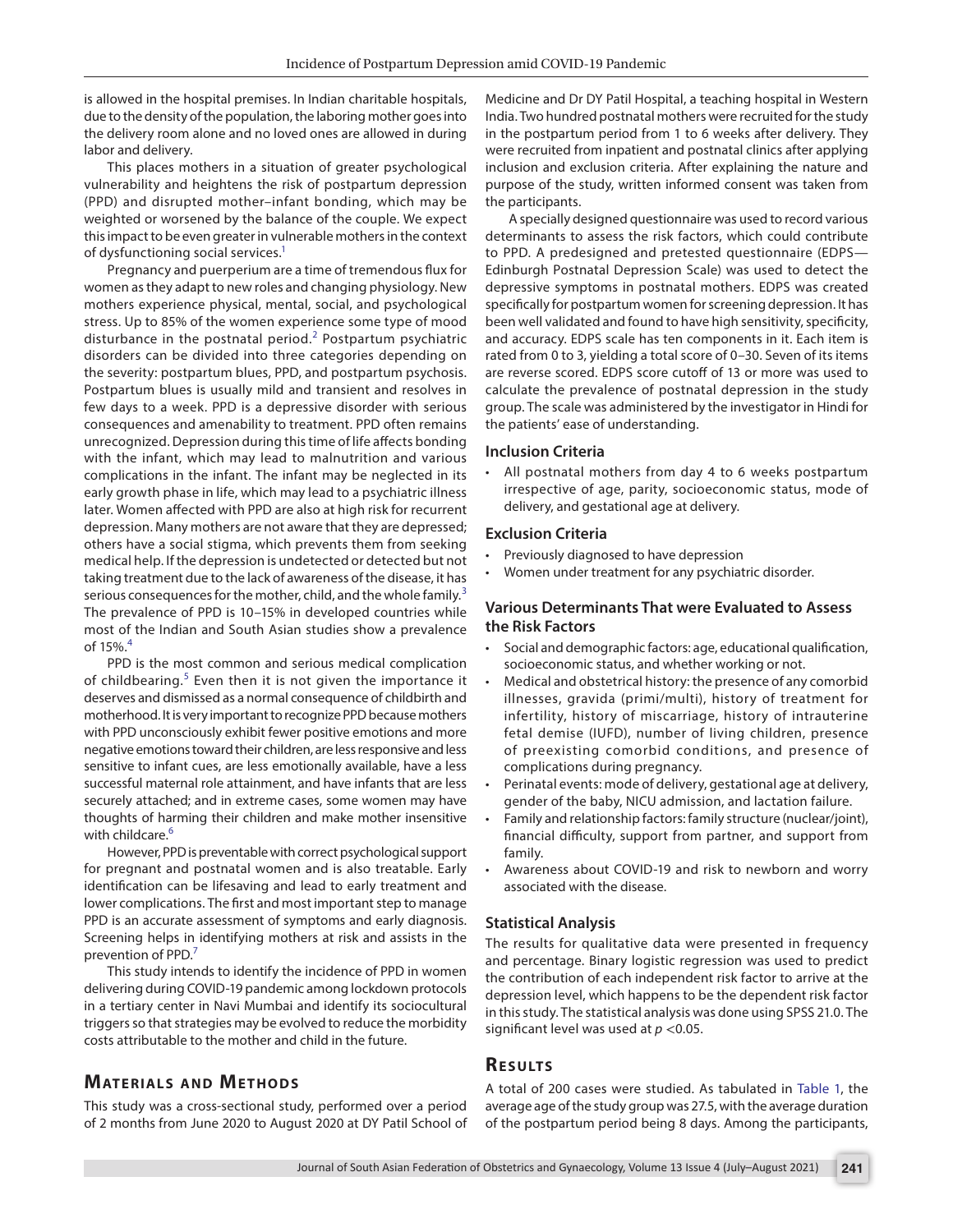is allowed in the hospital premises. In Indian charitable hospitals, due to the density of the population, the laboring mother goes into the delivery room alone and no loved ones are allowed in during labor and delivery.

This places mothers in a situation of greater psychological vulnerability and heightens the risk of postpartum depression (PPD) and disrupted mother–infant bonding, which may be weighted or worsened by the balance of the couple. We expect this impact to be even greater in vulnerable mothers in the context of dysfunctioning social services.[1]

Pregnancy and puerperium are a time of tremendous flux for women as they adapt to new roles and changing physiology. New mothers experience physical, mental, social, and psychological stress. Up to 85% of the women experience some type of mood disturbance in the postnatal period.[2] Postpartum psychiatric disorders can be divided into three categories depending on the severity: postpartum blues, PPD, and postpartum psychosis. Postpartum blues is usually mild and transient and resolves in few days to a week. PPD is a depressive disorder with serious consequences and amenability to treatment. PPD often remains unrecognized. Depression during this time of life affects bonding with the infant, which may lead to malnutrition and various complications in the infant. The infant may be neglected in its early growth phase in life, which may lead to a psychiatric illness later. Women affected with PPD are also at high risk for recurrent depression. Many mothers are not aware that they are depressed; others have a social stigma, which prevents them from seeking medical help. If the depression is undetected or detected but not taking treatment due to the lack of awareness of the disease, it has serious consequences for the mother, child, and the whole family.[3] The prevalence of PPD is 10–15% in developed countries while most of the Indian and South Asian studies show a prevalence of 15%.[4]

PPD is the most common and serious medical complication of childbearing.[5] Even then it is not given the importance it deserves and dismissed as a normal consequence of childbirth and motherhood. It is very important to recognize PPD because mothers with PPD unconsciously exhibit fewer positive emotions and more negative emotions toward their children, are less responsive and less sensitive to infant cues, are less emotionally available, have a less successful maternal role attainment, and have infants that are less securely attached; and in extreme cases, some women may have thoughts of harming their children and make mother insensitive with childcare.[6]

However, PPD is preventable with correct psychological support for pregnant and postnatal women and is also treatable. Early identification can be lifesaving and lead to early treatment and lower complications. The first and most important step to manage PPD is an accurate assessment of symptoms and early diagnosis. Screening helps in identifying mothers at risk and assists in the prevention of PPD.[7]

This study intends to identify the incidence of PPD in women delivering during COVID-19 pandemic among lockdown protocols in a tertiary center in Navi Mumbai and identify its sociocultural triggers so that strategies may be evolved to reduce the morbidity costs attributable to the mother and child in the future.

## Materials and Methods

This study was a cross-sectional study, performed over a period of 2 months from June 2020 to August 2020 at DY Patil School of Medicine and Dr DY Patil Hospital, a teaching hospital in Western India. Two hundred postnatal mothers were recruited for the study in the postpartum period from 1 to 6 weeks after delivery. They were recruited from inpatient and postnatal clinics after applying inclusion and exclusion criteria. After explaining the nature and purpose of the study, written informed consent was taken from the participants.

A specially designed questionnaire was used to record various determinants to assess the risk factors, which could contribute to PPD. A predesigned and pretested questionnaire (EDPS—Edinburgh Postnatal Depression Scale) was used to detect the depressive symptoms in postnatal mothers. EDPS was created specifically for postpartum women for screening depression. It has been well validated and found to have high sensitivity, specificity, and accuracy. EDPS scale has ten components in it. Each item is rated from 0 to 3, yielding a total score of 0–30. Seven of its items are reverse scored. EDPS score cutoff of 13 or more was used to calculate the prevalence of postnatal depression in the study group. The scale was administered by the investigator in Hindi for the patients' ease of understanding.

### Inclusion Criteria

- All postnatal mothers from day 4 to 6 weeks postpartum irrespective of age, parity, socioeconomic status, mode of delivery, and gestational age at delivery.

### Exclusion Criteria

- Previously diagnosed to have depression
- Women under treatment for any psychiatric disorder.

### Various Determinants That were Evaluated to Assess the Risk Factors

- Social and demographic factors: age, educational qualification, socioeconomic status, and whether working or not.
- Medical and obstetrical history: the presence of any comorbid illnesses, gravida (primi/multi), history of treatment for infertility, history of miscarriage, history of intrauterine fetal demise (IUFD), number of living children, presence of preexisting comorbid conditions, and presence of complications during pregnancy.
- Perinatal events: mode of delivery, gestational age at delivery, gender of the baby, NICU admission, and lactation failure.
- Family and relationship factors: family structure (nuclear/joint), financial difficulty, support from partner, and support from family.
- Awareness about COVID-19 and risk to newborn and worry associated with the disease.

### Statistical Analysis

The results for qualitative data were presented in frequency and percentage. Binary logistic regression was used to predict the contribution of each independent risk factor to arrive at the depression level, which happens to be the dependent risk factor in this study. The statistical analysis was done using SPSS 21.0. The significant level was used at $p < 0.05$.

## Results

A total of 200 cases were studied. As tabulated in Table 1, the average age of the study group was 27.5, with the average duration of the postpartum period being 8 days. Among the participants,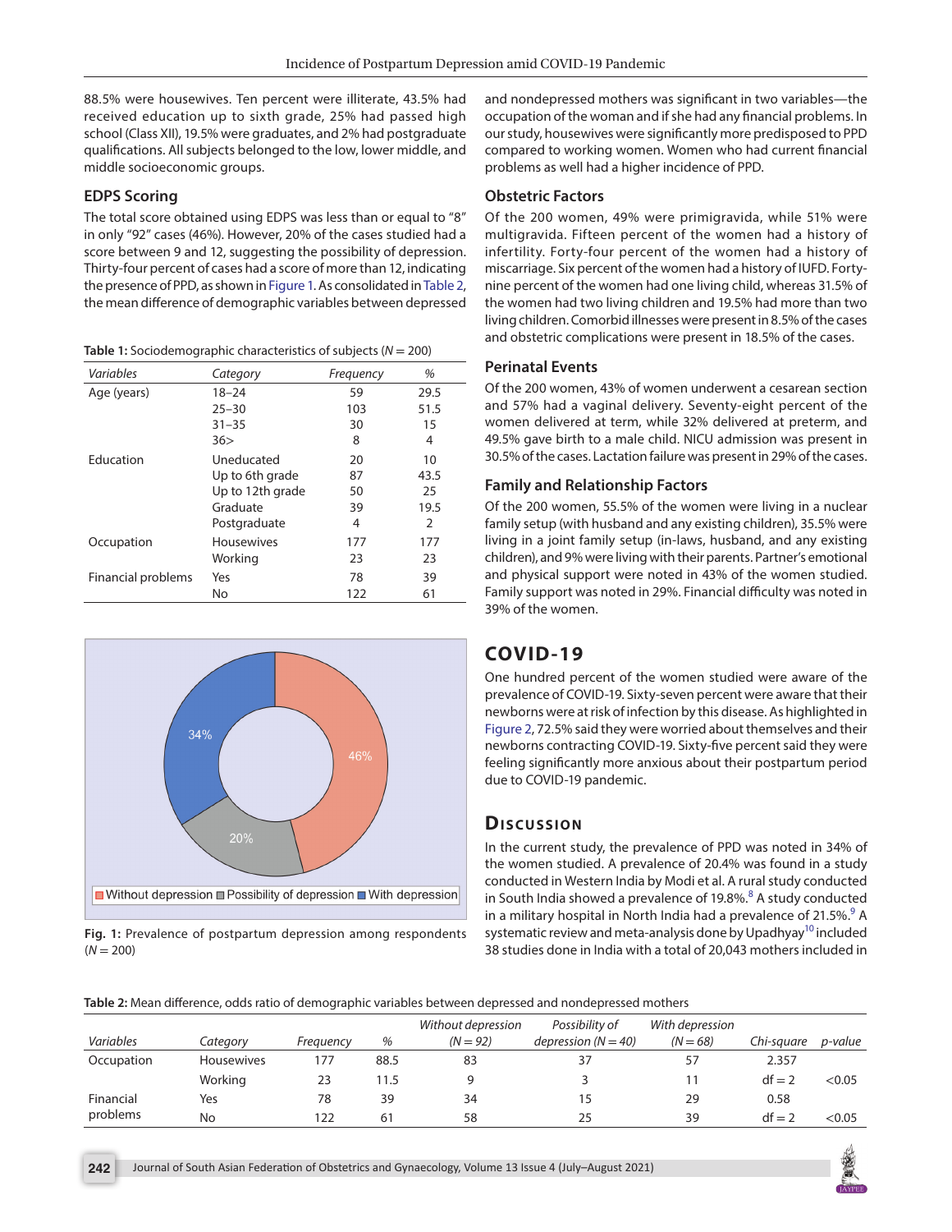88.5% were housewives. Ten percent were illiterate, 43.5% had received education up to sixth grade, 25% had passed high school (Class XII), 19.5% were graduates, and 2% had postgraduate qualifications. All subjects belonged to the low, lower middle, and middle socioeconomic groups.

## EDPS Scoring

The total score obtained using EDPS was less than or equal to "8" in only "92" cases (46%). However, 20% of the cases studied had a score between 9 and 12, suggesting the possibility of depression. Thirty-four percent of cases had a score of more than 12, indicating the presence of PPD, as shown in Figure 1. As consolidated in Table 2, the mean difference of demographic variables between depressed and nondepressed mothers was significant in two variables—the occupation of the woman and if she had any financial problems. In our study, housewives were significantly more predisposed to PPD compared to working women. Women who had current financial problems as well had a higher incidence of PPD.

**Table 1:** Sociodemographic characteristics of subjects ($N = 200$)

| *Variables* | *Category* | *Frequency* | *%* |
|---|---|---|---|
| Age (years) | 18–24 | 59 | 29.5 |
| | 25–30 | 103 | 51.5 |
| | 31–35 | 30 | 15 |
| | 36> | 8 | 4 |
| Education | Uneducated | 20 | 10 |
| | Up to 6th grade | 87 | 43.5 |
| | Up to 12th grade | 50 | 25 |
| | Graduate | 39 | 19.5 |
| | Postgraduate | 4 | 2 |
| Occupation | Housewives | 177 | 177 |
| | Working | 23 | 23 |
| Financial problems | Yes | 78 | 39 |
| | No | 122 | 61 |

Without depression 46%; Possibility of depression 20%; With depression 34%

**Fig. 1:** Prevalence of postpartum depression among respondents ($N = 200$)

## Obstetric Factors

Of the 200 women, 49% were primigravida, while 51% were multigravida. Fifteen percent of the women had a history of infertility. Forty-four percent of the women had a history of miscarriage. Six percent of the women had a history of IUFD. Forty-nine percent of the women had one living child, whereas 31.5% of the women had two living children and 19.5% had more than two living children. Comorbid illnesses were present in 8.5% of the cases and obstetric complications were present in 18.5% of the cases.

## Perinatal Events

Of the 200 women, 43% of women underwent a cesarean section and 57% had a vaginal delivery. Seventy-eight percent of the women delivered at term, while 32% delivered at preterm, and 49.5% gave birth to a male child. NICU admission was present in 30.5% of the cases. Lactation failure was present in 29% of the cases.

## Family and Relationship Factors

Of the 200 women, 55.5% of the women were living in a nuclear family setup (with husband and any existing children), 35.5% were living in a joint family setup (in-laws, husband, and any existing children), and 9% were living with their parents. Partner's emotional and physical support were noted in 43% of the women studied. Family support was noted in 29%. Financial difficulty was noted in 39% of the women.

# COVID-19

One hundred percent of the women studied were aware of the prevalence of COVID-19. Sixty-seven percent were aware that their newborns were at risk of infection by this disease. As highlighted in Figure 2, 72.5% said they were worried about themselves and their newborns contracting COVID-19. Sixty-five percent said they were feeling significantly more anxious about their postpartum period due to COVID-19 pandemic.

# Discussion

In the current study, the prevalence of PPD was noted in 34% of the women studied. A prevalence of 20.4% was found in a study conducted in Western India by Modi et al. A rural study conducted in South India showed a prevalence of 19.8%.[8] A study conducted in a military hospital in North India had a prevalence of 21.5%.[9] A systematic review and meta-analysis done by Upadhyay[10] included 38 studies done in India with a total of 20,043 mothers included in

**Table 2:** Mean difference, odds ratio of demographic variables between depressed and nondepressed mothers

| *Variables* | *Category* | *Frequency* | *%* | *Without depression ($N = 92$)* | *Possibility of depression ($N = 40$)* | *With depression ($N = 68$)* | *Chi-square* | *p-value* |
|---|---|---|---|---|---|---|---|---|
| Occupation | Housewives | 177 | 88.5 | 83 | 37 | 57 | 2.357 | |
| | Working | 23 | 11.5 | 9 | 3 | 11 | df = 2 | <0.05 |
| Financial problems | Yes | 78 | 39 | 34 | 15 | 29 | 0.58 | |
| | No | 122 | 61 | 58 | 25 | 39 | df = 2 | <0.05 |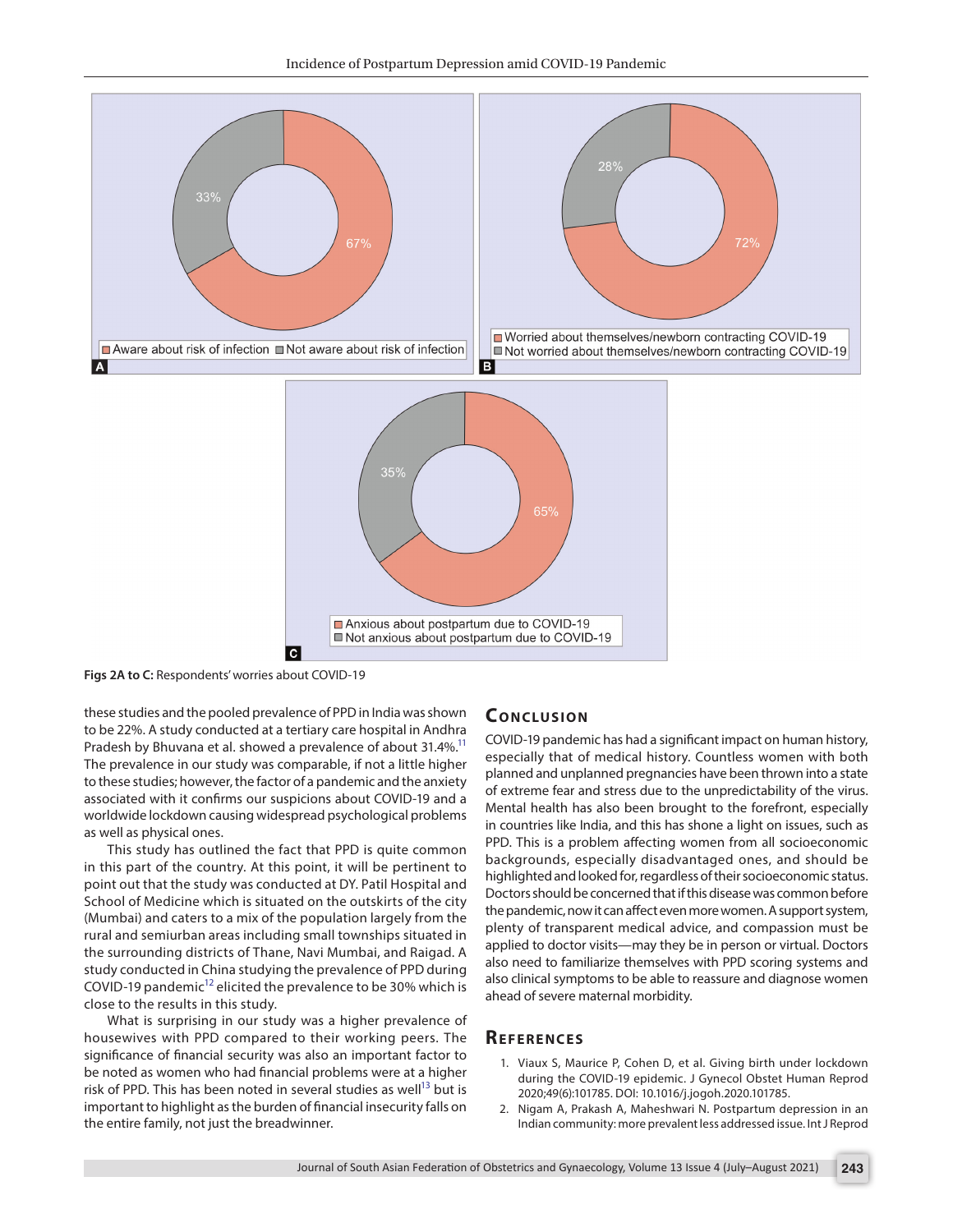Figs 2A to C: Respondents' worries about COVID-19

these studies and the pooled prevalence of PPD in India was shown to be 22%. A study conducted at a tertiary care hospital in Andhra Pradesh by Bhuvana et al. showed a prevalence of about 31.4%.[11] The prevalence in our study was comparable, if not a little higher to these studies; however, the factor of a pandemic and the anxiety associated with it confirms our suspicions about COVID-19 and a worldwide lockdown causing widespread psychological problems as well as physical ones.

This study has outlined the fact that PPD is quite common in this part of the country. At this point, it will be pertinent to point out that the study was conducted at DY. Patil Hospital and School of Medicine which is situated on the outskirts of the city (Mumbai) and caters to a mix of the population largely from the rural and semiurban areas including small townships situated in the surrounding districts of Thane, Navi Mumbai, and Raigad. A study conducted in China studying the prevalence of PPD during COVID-19 pandemic[12] elicited the prevalence to be 30% which is close to the results in this study.

What is surprising in our study was a higher prevalence of housewives with PPD compared to their working peers. The significance of financial security was also an important factor to be noted as women who had financial problems were at a higher risk of PPD. This has been noted in several studies as well[13] but is important to highlight as the burden of financial insecurity falls on the entire family, not just the breadwinner.

## Conclusion

COVID-19 pandemic has had a significant impact on human history, especially that of medical history. Countless women with both planned and unplanned pregnancies have been thrown into a state of extreme fear and stress due to the unpredictability of the virus. Mental health has also been brought to the forefront, especially in countries like India, and this has shone a light on issues, such as PPD. This is a problem affecting women from all socioeconomic backgrounds, especially disadvantaged ones, and should be highlighted and looked for, regardless of their socioeconomic status. Doctors should be concerned that if this disease was common before the pandemic, now it can affect even more women. A support system, plenty of transparent medical advice, and compassion must be applied to doctor visits—may they be in person or virtual. Doctors also need to familiarize themselves with PPD scoring systems and also clinical symptoms to be able to reassure and diagnose women ahead of severe maternal morbidity.

## References

1. Viaux S, Maurice P, Cohen D, et al. Giving birth under lockdown during the COVID-19 epidemic. J Gynecol Obstet Human Reprod 2020;49(6):101785. DOI: 10.1016/j.jogoh.2020.101785.
2. Nigam A, Prakash A, Maheshwari N. Postpartum depression in an Indian community: more prevalent less addressed issue. Int J Reprod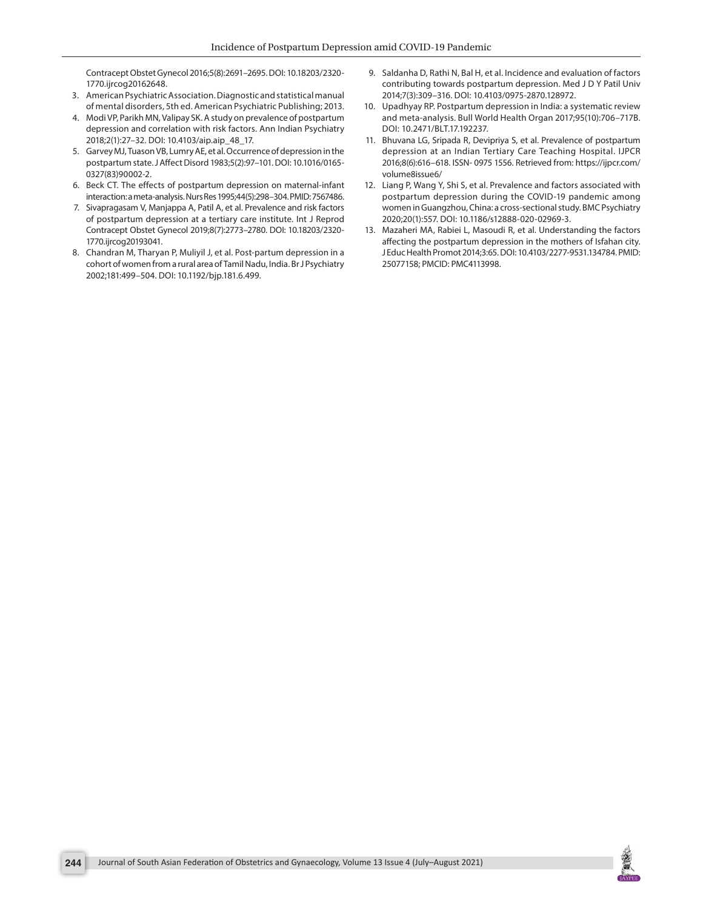Contracept Obstet Gynecol 2016;5(8):2691–2695. DOI: 10.18203/2320-1770.ijrcog20162648.

3. American Psychiatric Association. Diagnostic and statistical manual of mental disorders, 5th ed. American Psychiatric Publishing; 2013.
4. Modi VP, Parikh MN, Valipay SK. A study on prevalence of postpartum depression and correlation with risk factors. Ann Indian Psychiatry 2018;2(1):27–32. DOI: 10.4103/aip.aip_48_17.
5. Garvey MJ, Tuason VB, Lumry AE, et al. Occurrence of depression in the postpartum state. J Affect Disord 1983;5(2):97–101. DOI: 10.1016/0165-0327(83)90002-2.
6. Beck CT. The effects of postpartum depression on maternal-infant interaction: a meta-analysis. Nurs Res 1995;44(5):298–304. PMID: 7567486.
7. Sivapragasam V, Manjappa A, Patil A, et al. Prevalence and risk factors of postpartum depression at a tertiary care institute. Int J Reprod Contracept Obstet Gynecol 2019;8(7):2773–2780. DOI: 10.18203/2320-1770.ijrcog20193041.
8. Chandran M, Tharyan P, Muliyil J, et al. Post-partum depression in a cohort of women from a rural area of Tamil Nadu, India. Br J Psychiatry 2002;181:499–504. DOI: 10.1192/bjp.181.6.499.
9. Saldanha D, Rathi N, Bal H, et al. Incidence and evaluation of factors contributing towards postpartum depression. Med J D Y Patil Univ 2014;7(3):309–316. DOI: 10.4103/0975-2870.128972.
10. Upadhyay RP. Postpartum depression in India: a systematic review and meta-analysis. Bull World Health Organ 2017;95(10):706–717B. DOI: 10.2471/BLT.17.192237.
11. Bhuvana LG, Sripada R, Devipriya S, et al. Prevalence of postpartum depression at an Indian Tertiary Care Teaching Hospital. IJPCR 2016;8(6):616–618. ISSN- 0975 1556. Retrieved from: https://ijpcr.com/volume8issue6/
12. Liang P, Wang Y, Shi S, et al. Prevalence and factors associated with postpartum depression during the COVID-19 pandemic among women in Guangzhou, China: a cross-sectional study. BMC Psychiatry 2020;20(1):557. DOI: 10.1186/s12888-020-02969-3.
13. Mazaheri MA, Rabiei L, Masoudi R, et al. Understanding the factors affecting the postpartum depression in the mothers of Isfahan city. J Educ Health Promot 2014;3:65. DOI: 10.4103/2277-9531.134784. PMID: 25077158; PMCID: PMC4113998.